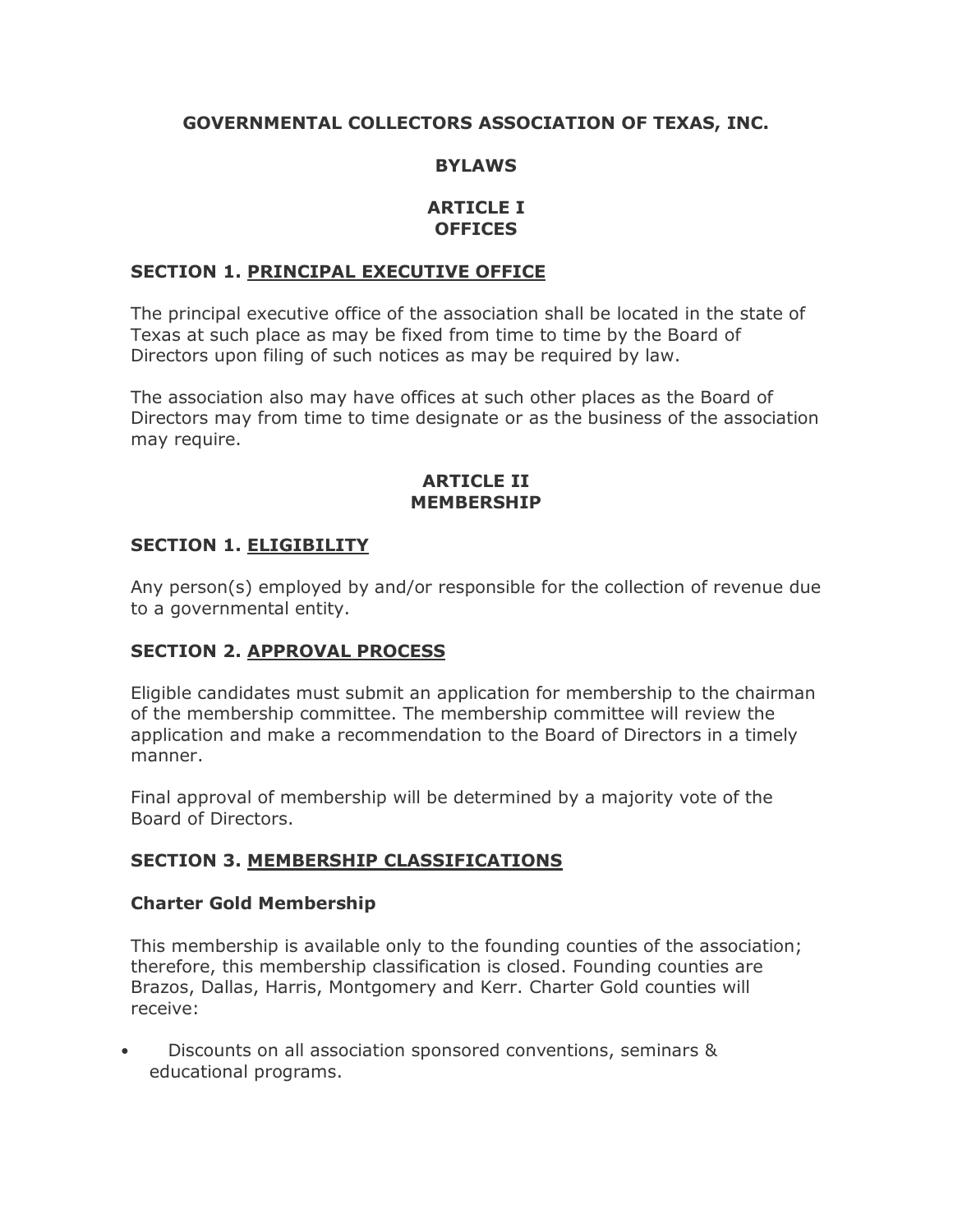# GOVERNMENTAL COLLECTORS ASSOCIATION OF TEXAS, INC.

## BYLAWS

## ARTICLE I
## OFFICES

### SECTION 1. PRINCIPAL EXECUTIVE OFFICE

The principal executive office of the association shall be located in the state of Texas at such place as may be fixed from time to time by the Board of Directors upon filing of such notices as may be required by law.

The association also may have offices at such other places as the Board of Directors may from time to time designate or as the business of the association may require.

## ARTICLE II
## MEMBERSHIP

### SECTION 1. ELIGIBILITY

Any person(s) employed by and/or responsible for the collection of revenue due to a governmental entity.

### SECTION 2. APPROVAL PROCESS

Eligible candidates must submit an application for membership to the chairman of the membership committee. The membership committee will review the application and make a recommendation to the Board of Directors in a timely manner.

Final approval of membership will be determined by a majority vote of the Board of Directors.

### SECTION 3. MEMBERSHIP CLASSIFICATIONS

**Charter Gold Membership**

This membership is available only to the founding counties of the association; therefore, this membership classification is closed. Founding counties are Brazos, Dallas, Harris, Montgomery and Kerr. Charter Gold counties will receive:

- Discounts on all association sponsored conventions, seminars & educational programs.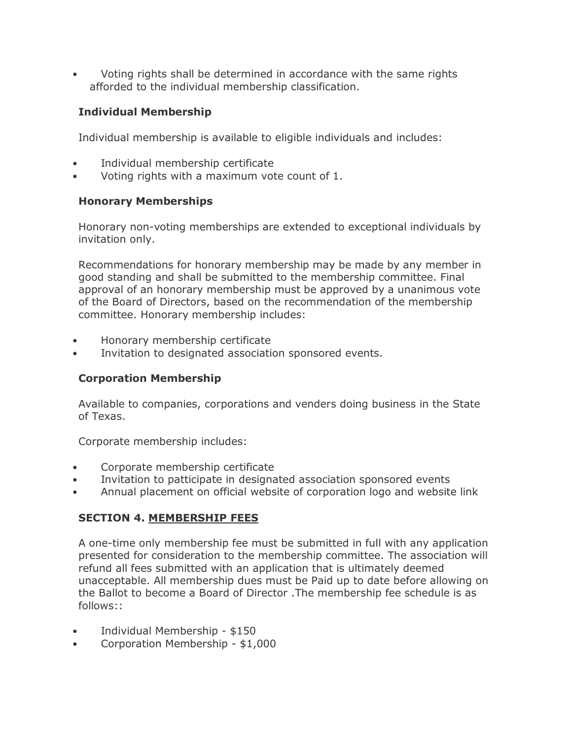- Voting rights shall be determined in accordance with the same rights afforded to the individual membership classification.

**Individual Membership**

Individual membership is available to eligible individuals and includes:

- Individual membership certificate
- Voting rights with a maximum vote count of 1.

**Honorary Memberships**

Honorary non-voting memberships are extended to exceptional individuals by invitation only.

Recommendations for honorary membership may be made by any member in good standing and shall be submitted to the membership committee. Final approval of an honorary membership must be approved by a unanimous vote of the Board of Directors, based on the recommendation of the membership committee. Honorary membership includes:

- Honorary membership certificate
- Invitation to designated association sponsored events.

**Corporation Membership**

Available to companies, corporations and venders doing business in the State of Texas.

Corporate membership includes:

- Corporate membership certificate
- Invitation to patticipate in designated association sponsored events
- Annual placement on official website of corporation logo and website link

**SECTION 4. MEMBERSHIP FEES**

A one-time only membership fee must be submitted in full with any application presented for consideration to the membership committee. The association will refund all fees submitted with an application that is ultimately deemed unacceptable. All membership dues must be Paid up to date before allowing on the Ballot to become a Board of Director .The membership fee schedule is as follows::

- Individual Membership - $150
- Corporation Membership - $1,000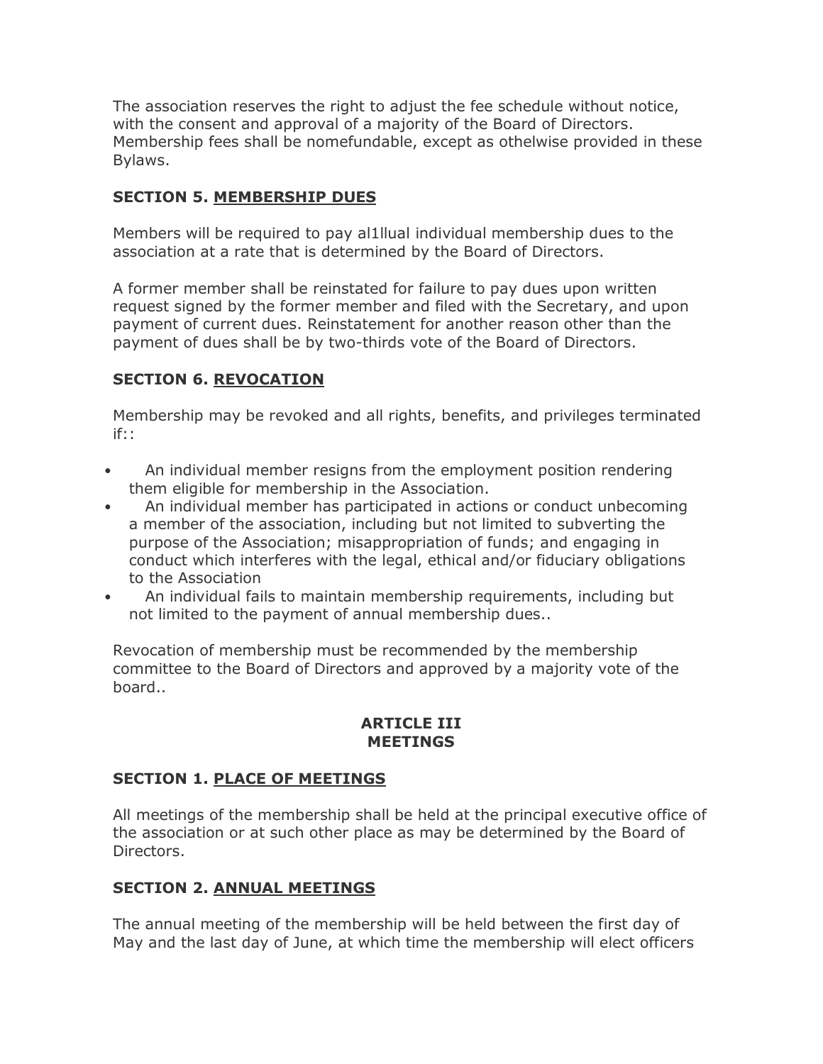The association reserves the right to adjust the fee schedule without notice, with the consent and approval of a majority of the Board of Directors. Membership fees shall be nomefundable, except as othelwise provided in these Bylaws.

**SECTION 5. MEMBERSHIP DUES**

Members will be required to pay al1llual individual membership dues to the association at a rate that is determined by the Board of Directors.

A former member shall be reinstated for failure to pay dues upon written request signed by the former member and filed with the Secretary, and upon payment of current dues. Reinstatement for another reason other than the payment of dues shall be by two-thirds vote of the Board of Directors.

**SECTION 6. REVOCATION**

Membership may be revoked and all rights, benefits, and privileges terminated if::

- An individual member resigns from the employment position rendering them eligible for membership in the Association.
- An individual member has participated in actions or conduct unbecoming a member of the association, including but not limited to subverting the purpose of the Association; misappropriation of funds; and engaging in conduct which interferes with the legal, ethical and/or fiduciary obligations to the Association
- An individual fails to maintain membership requirements, including but not limited to the payment of annual membership dues..

Revocation of membership must be recommended by the membership committee to the Board of Directors and approved by a majority vote of the board..

## ARTICLE III
## MEETINGS

**SECTION 1. PLACE OF MEETINGS**

All meetings of the membership shall be held at the principal executive office of the association or at such other place as may be determined by the Board of Directors.

**SECTION 2. ANNUAL MEETINGS**

The annual meeting of the membership will be held between the first day of May and the last day of June, at which time the membership will elect officers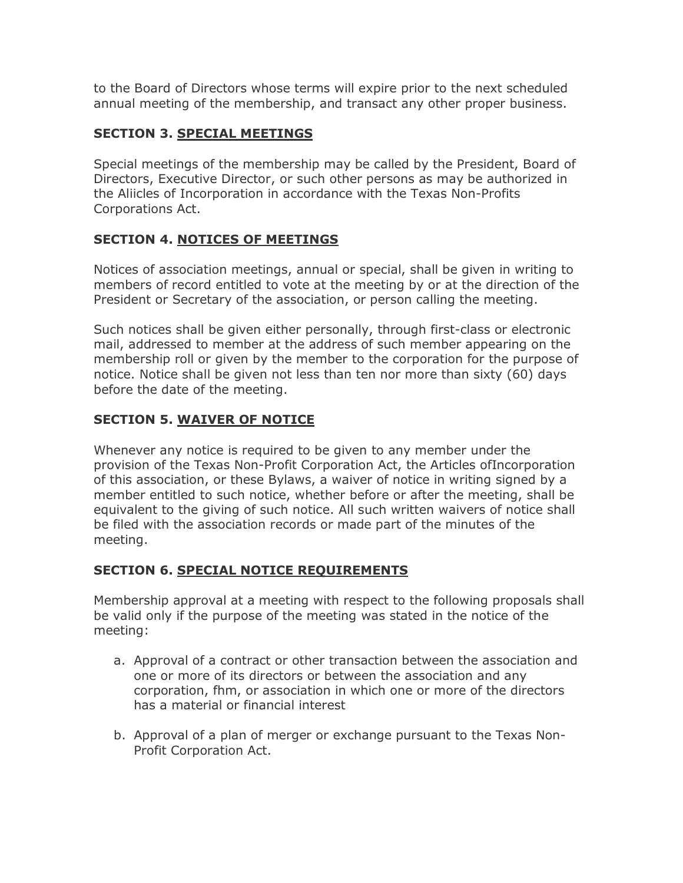to the Board of Directors whose terms will expire prior to the next scheduled annual meeting of the membership, and transact any other proper business.

**SECTION 3. SPECIAL MEETINGS**

Special meetings of the membership may be called by the President, Board of Directors, Executive Director, or such other persons as may be authorized in the Aliicles of Incorporation in accordance with the Texas Non-Profits Corporations Act.

**SECTION 4. NOTICES OF MEETINGS**

Notices of association meetings, annual or special, shall be given in writing to members of record entitled to vote at the meeting by or at the direction of the President or Secretary of the association, or person calling the meeting.

Such notices shall be given either personally, through first-class or electronic mail, addressed to member at the address of such member appearing on the membership roll or given by the member to the corporation for the purpose of notice. Notice shall be given not less than ten nor more than sixty (60) days before the date of the meeting.

**SECTION 5. WAIVER OF NOTICE**

Whenever any notice is required to be given to any member under the provision of the Texas Non-Profit Corporation Act, the Articles ofIncorporation of this association, or these Bylaws, a waiver of notice in writing signed by a member entitled to such notice, whether before or after the meeting, shall be equivalent to the giving of such notice. All such written waivers of notice shall be filed with the association records or made part of the minutes of the meeting.

**SECTION 6. SPECIAL NOTICE REQUIREMENTS**

Membership approval at a meeting with respect to the following proposals shall be valid only if the purpose of the meeting was stated in the notice of the meeting:

a. Approval of a contract or other transaction between the association and one or more of its directors or between the association and any corporation, fhm, or association in which one or more of the directors has a material or financial interest

b. Approval of a plan of merger or exchange pursuant to the Texas Non-Profit Corporation Act.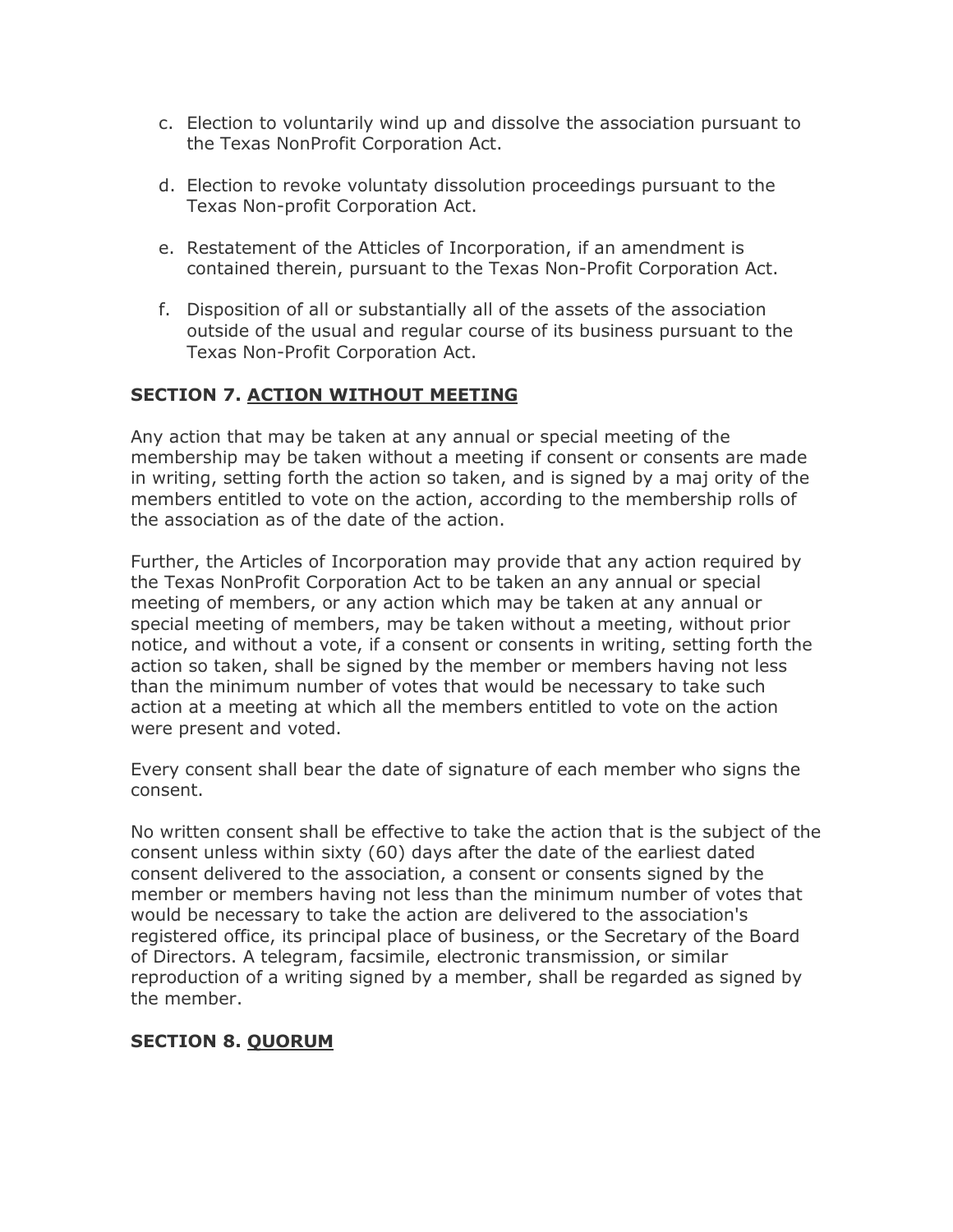c. Election to voluntarily wind up and dissolve the association pursuant to the Texas NonProfit Corporation Act.

d. Election to revoke voluntaty dissolution proceedings pursuant to the Texas Non-profit Corporation Act.

e. Restatement of the Atticles of Incorporation, if an amendment is contained therein, pursuant to the Texas Non-Profit Corporation Act.

f. Disposition of all or substantially all of the assets of the association outside of the usual and regular course of its business pursuant to the Texas Non-Profit Corporation Act.

**SECTION 7. <u>ACTION WITHOUT MEETING</u>**

Any action that may be taken at any annual or special meeting of the membership may be taken without a meeting if consent or consents are made in writing, setting forth the action so taken, and is signed by a maj ority of the members entitled to vote on the action, according to the membership rolls of the association as of the date of the action.

Further, the Articles of Incorporation may provide that any action required by the Texas NonProfit Corporation Act to be taken an any annual or special meeting of members, or any action which may be taken at any annual or special meeting of members, may be taken without a meeting, without prior notice, and without a vote, if a consent or consents in writing, setting forth the action so taken, shall be signed by the member or members having not less than the minimum number of votes that would be necessary to take such action at a meeting at which all the members entitled to vote on the action were present and voted.

Every consent shall bear the date of signature of each member who signs the consent.

No written consent shall be effective to take the action that is the subject of the consent unless within sixty (60) days after the date of the earliest dated consent delivered to the association, a consent or consents signed by the member or members having not less than the minimum number of votes that would be necessary to take the action are delivered to the association's registered office, its principal place of business, or the Secretary of the Board of Directors. A telegram, facsimile, electronic transmission, or similar reproduction of a writing signed by a member, shall be regarded as signed by the member.

**SECTION 8. <u>QUORUM</u>**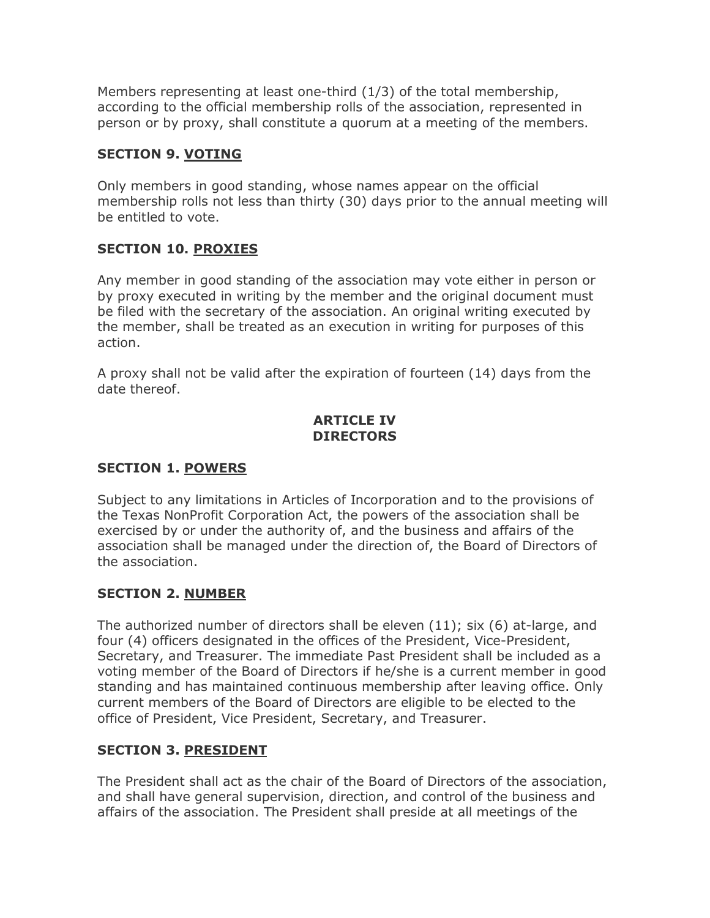Members representing at least one-third (1/3) of the total membership, according to the official membership rolls of the association, represented in person or by proxy, shall constitute a quorum at a meeting of the members.

### SECTION 9. <u>VOTING</u>

Only members in good standing, whose names appear on the official membership rolls not less than thirty (30) days prior to the annual meeting will be entitled to vote.

### SECTION 10. <u>PROXIES</u>

Any member in good standing of the association may vote either in person or by proxy executed in writing by the member and the original document must be filed with the secretary of the association. An original writing executed by the member, shall be treated as an execution in writing for purposes of this action.

A proxy shall not be valid after the expiration of fourteen (14) days from the date thereof.

## ARTICLE IV
## DIRECTORS

### SECTION 1. <u>POWERS</u>

Subject to any limitations in Articles of Incorporation and to the provisions of the Texas NonProfit Corporation Act, the powers of the association shall be exercised by or under the authority of, and the business and affairs of the association shall be managed under the direction of, the Board of Directors of the association.

### SECTION 2. <u>NUMBER</u>

The authorized number of directors shall be eleven (11); six (6) at-large, and four (4) officers designated in the offices of the President, Vice-President, Secretary, and Treasurer. The immediate Past President shall be included as a voting member of the Board of Directors if he/she is a current member in good standing and has maintained continuous membership after leaving office. Only current members of the Board of Directors are eligible to be elected to the office of President, Vice President, Secretary, and Treasurer.

### SECTION 3. <u>PRESIDENT</u>

The President shall act as the chair of the Board of Directors of the association, and shall have general supervision, direction, and control of the business and affairs of the association. The President shall preside at all meetings of the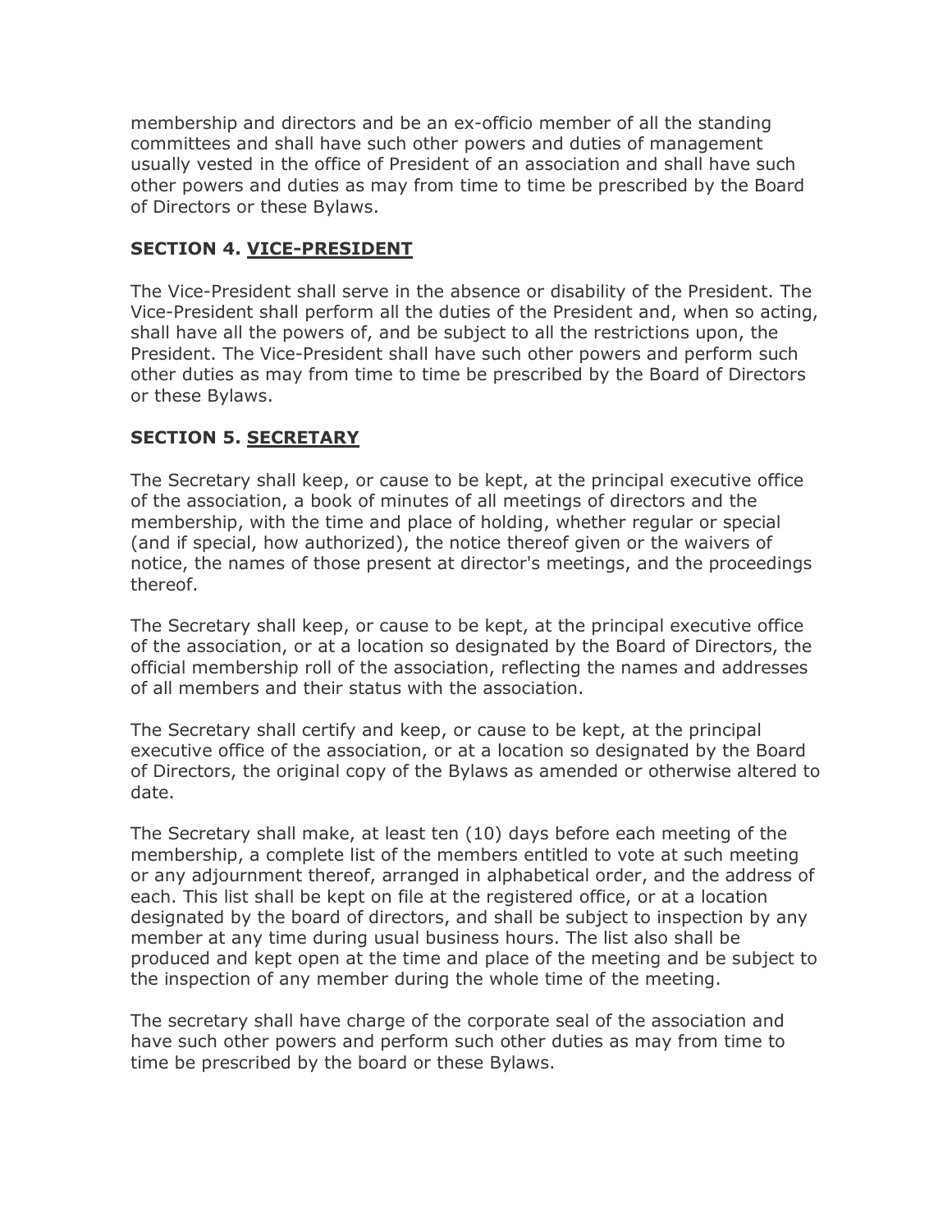membership and directors and be an ex-officio member of all the standing committees and shall have such other powers and duties of management usually vested in the office of President of an association and shall have such other powers and duties as may from time to time be prescribed by the Board of Directors or these Bylaws.

**SECTION 4. VICE-PRESIDENT**

The Vice-President shall serve in the absence or disability of the President. The Vice-President shall perform all the duties of the President and, when so acting, shall have all the powers of, and be subject to all the restrictions upon, the President. The Vice-President shall have such other powers and perform such other duties as may from time to time be prescribed by the Board of Directors or these Bylaws.

**SECTION 5. SECRETARY**

The Secretary shall keep, or cause to be kept, at the principal executive office of the association, a book of minutes of all meetings of directors and the membership, with the time and place of holding, whether regular or special (and if special, how authorized), the notice thereof given or the waivers of notice, the names of those present at director's meetings, and the proceedings thereof.

The Secretary shall keep, or cause to be kept, at the principal executive office of the association, or at a location so designated by the Board of Directors, the official membership roll of the association, reflecting the names and addresses of all members and their status with the association.

The Secretary shall certify and keep, or cause to be kept, at the principal executive office of the association, or at a location so designated by the Board of Directors, the original copy of the Bylaws as amended or otherwise altered to date.

The Secretary shall make, at least ten (10) days before each meeting of the membership, a complete list of the members entitled to vote at such meeting or any adjournment thereof, arranged in alphabetical order, and the address of each. This list shall be kept on file at the registered office, or at a location designated by the board of directors, and shall be subject to inspection by any member at any time during usual business hours. The list also shall be produced and kept open at the time and place of the meeting and be subject to the inspection of any member during the whole time of the meeting.

The secretary shall have charge of the corporate seal of the association and have such other powers and perform such other duties as may from time to time be prescribed by the board or these Bylaws.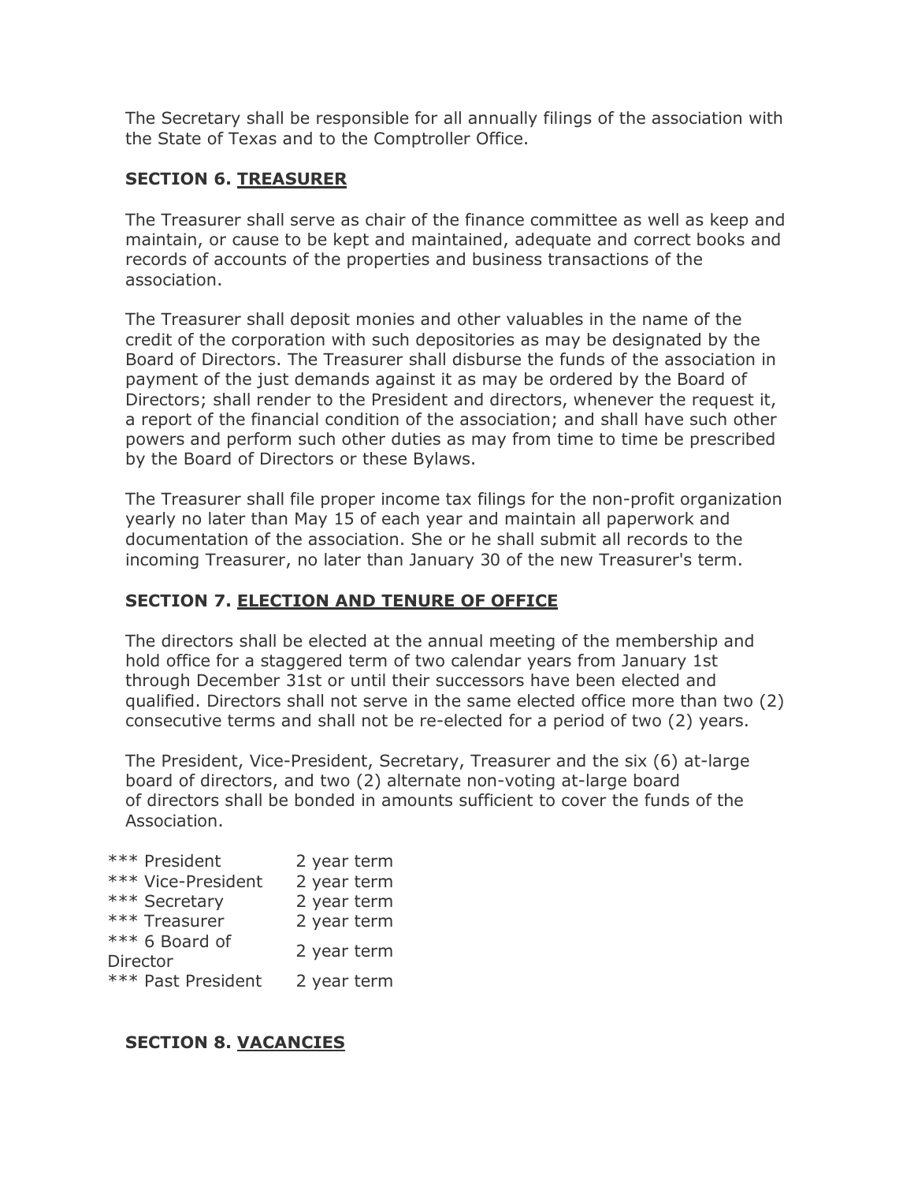The Secretary shall be responsible for all annually filings of the association with the State of Texas and to the Comptroller Office.

### SECTION 6. TREASURER

The Treasurer shall serve as chair of the finance committee as well as keep and maintain, or cause to be kept and maintained, adequate and correct books and records of accounts of the properties and business transactions of the association.

The Treasurer shall deposit monies and other valuables in the name of the credit of the corporation with such depositories as may be designated by the Board of Directors. The Treasurer shall disburse the funds of the association in payment of the just demands against it as may be ordered by the Board of Directors; shall render to the President and directors, whenever the request it, a report of the financial condition of the association; and shall have such other powers and perform such other duties as may from time to time be prescribed by the Board of Directors or these Bylaws.

The Treasurer shall file proper income tax filings for the non-profit organization yearly no later than May 15 of each year and maintain all paperwork and documentation of the association. She or he shall submit all records to the incoming Treasurer, no later than January 30 of the new Treasurer's term.

### SECTION 7. ELECTION AND TENURE OF OFFICE

The directors shall be elected at the annual meeting of the membership and hold office for a staggered term of two calendar years from January 1st through December 31st or until their successors have been elected and qualified. Directors shall not serve in the same elected office more than two (2) consecutive terms and shall not be re-elected for a period of two (2) years.

The President, Vice-President, Secretary, Treasurer and the six (6) at-large board of directors, and two (2) alternate non-voting at-large board of directors shall be bonded in amounts sufficient to cover the funds of the Association.

| | |
|---|---|
| *** President | 2 year term |
| *** Vice-President | 2 year term |
| *** Secretary | 2 year term |
| *** Treasurer | 2 year term |
| *** 6 Board of Director | 2 year term |
| *** Past President | 2 year term |

### SECTION 8. VACANCIES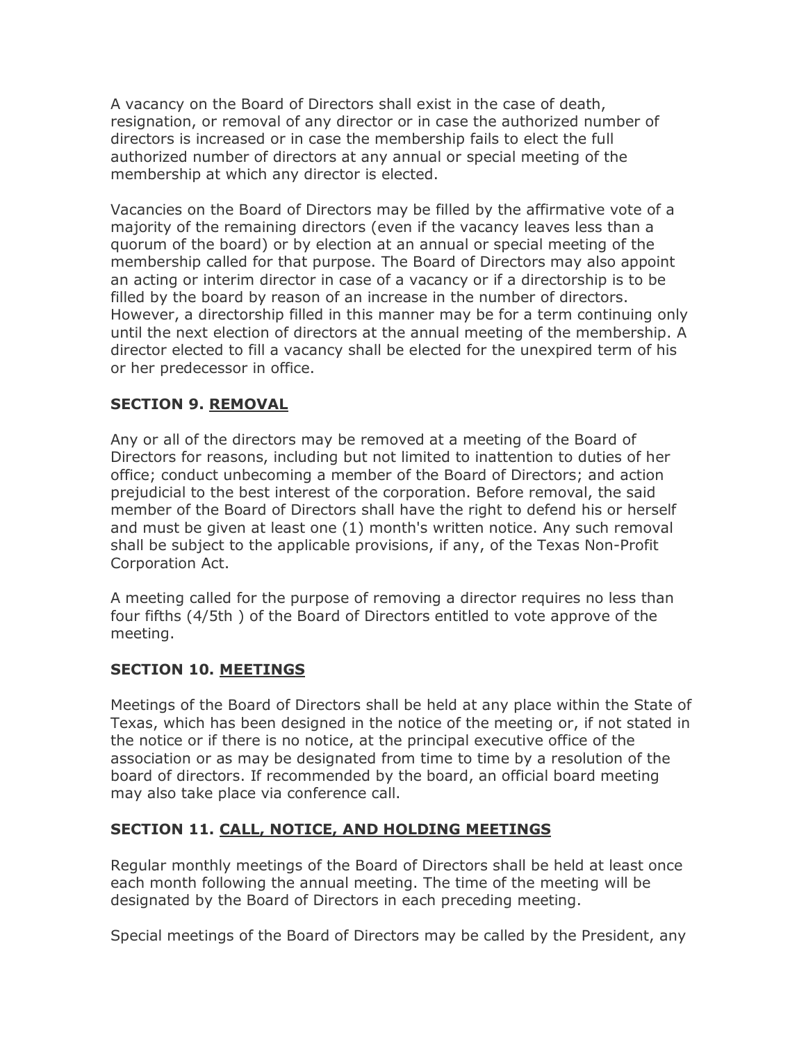A vacancy on the Board of Directors shall exist in the case of death, resignation, or removal of any director or in case the authorized number of directors is increased or in case the membership fails to elect the full authorized number of directors at any annual or special meeting of the membership at which any director is elected.

Vacancies on the Board of Directors may be filled by the affirmative vote of a majority of the remaining directors (even if the vacancy leaves less than a quorum of the board) or by election at an annual or special meeting of the membership called for that purpose. The Board of Directors may also appoint an acting or interim director in case of a vacancy or if a directorship is to be filled by the board by reason of an increase in the number of directors. However, a directorship filled in this manner may be for a term continuing only until the next election of directors at the annual meeting of the membership. A director elected to fill a vacancy shall be elected for the unexpired term of his or her predecessor in office.

**SECTION 9. REMOVAL**

Any or all of the directors may be removed at a meeting of the Board of Directors for reasons, including but not limited to inattention to duties of her office; conduct unbecoming a member of the Board of Directors; and action prejudicial to the best interest of the corporation. Before removal, the said member of the Board of Directors shall have the right to defend his or herself and must be given at least one (1) month's written notice. Any such removal shall be subject to the applicable provisions, if any, of the Texas Non-Profit Corporation Act.

A meeting called for the purpose of removing a director requires no less than four fifths (4/5th ) of the Board of Directors entitled to vote approve of the meeting.

**SECTION 10. MEETINGS**

Meetings of the Board of Directors shall be held at any place within the State of Texas, which has been designed in the notice of the meeting or, if not stated in the notice or if there is no notice, at the principal executive office of the association or as may be designated from time to time by a resolution of the board of directors. If recommended by the board, an official board meeting may also take place via conference call.

**SECTION 11. CALL, NOTICE, AND HOLDING MEETINGS**

Regular monthly meetings of the Board of Directors shall be held at least once each month following the annual meeting. The time of the meeting will be designated by the Board of Directors in each preceding meeting.

Special meetings of the Board of Directors may be called by the President, any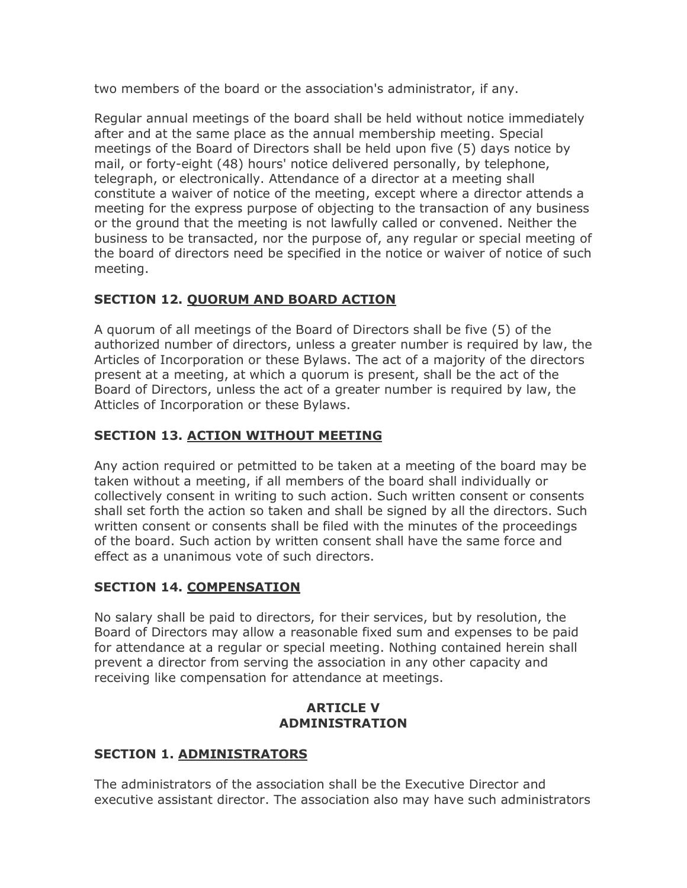two members of the board or the association's administrator, if any.

Regular annual meetings of the board shall be held without notice immediately after and at the same place as the annual membership meeting. Special meetings of the Board of Directors shall be held upon five (5) days notice by mail, or forty-eight (48) hours' notice delivered personally, by telephone, telegraph, or electronically. Attendance of a director at a meeting shall constitute a waiver of notice of the meeting, except where a director attends a meeting for the express purpose of objecting to the transaction of any business or the ground that the meeting is not lawfully called or convened. Neither the business to be transacted, nor the purpose of, any regular or special meeting of the board of directors need be specified in the notice or waiver of notice of such meeting.

### SECTION 12. QUORUM AND BOARD ACTION

A quorum of all meetings of the Board of Directors shall be five (5) of the authorized number of directors, unless a greater number is required by law, the Articles of Incorporation or these Bylaws. The act of a majority of the directors present at a meeting, at which a quorum is present, shall be the act of the Board of Directors, unless the act of a greater number is required by law, the Atticles of Incorporation or these Bylaws.

### SECTION 13. ACTION WITHOUT MEETING

Any action required or petmitted to be taken at a meeting of the board may be taken without a meeting, if all members of the board shall individually or collectively consent in writing to such action. Such written consent or consents shall set forth the action so taken and shall be signed by all the directors. Such written consent or consents shall be filed with the minutes of the proceedings of the board. Such action by written consent shall have the same force and effect as a unanimous vote of such directors.

### SECTION 14. COMPENSATION

No salary shall be paid to directors, for their services, but by resolution, the Board of Directors may allow a reasonable fixed sum and expenses to be paid for attendance at a regular or special meeting. Nothing contained herein shall prevent a director from serving the association in any other capacity and receiving like compensation for attendance at meetings.

## ARTICLE V
## ADMINISTRATION

### SECTION 1. ADMINISTRATORS

The administrators of the association shall be the Executive Director and executive assistant director. The association also may have such administrators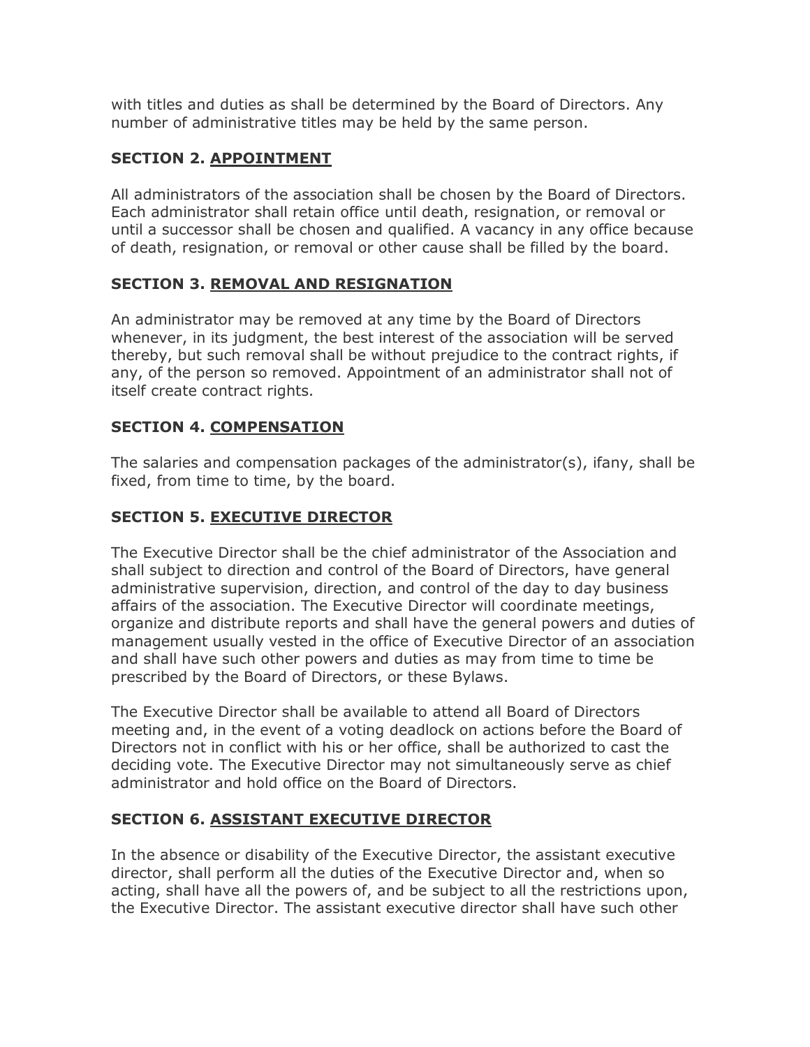with titles and duties as shall be determined by the Board of Directors. Any number of administrative titles may be held by the same person.

### SECTION 2. <u>APPOINTMENT</u>

All administrators of the association shall be chosen by the Board of Directors. Each administrator shall retain office until death, resignation, or removal or until a successor shall be chosen and qualified. A vacancy in any office because of death, resignation, or removal or other cause shall be filled by the board.

### SECTION 3. <u>REMOVAL AND RESIGNATION</u>

An administrator may be removed at any time by the Board of Directors whenever, in its judgment, the best interest of the association will be served thereby, but such removal shall be without prejudice to the contract rights, if any, of the person so removed. Appointment of an administrator shall not of itself create contract rights.

### SECTION 4. <u>COMPENSATION</u>

The salaries and compensation packages of the administrator(s), ifany, shall be fixed, from time to time, by the board.

### SECTION 5. <u>EXECUTIVE DIRECTOR</u>

The Executive Director shall be the chief administrator of the Association and shall subject to direction and control of the Board of Directors, have general administrative supervision, direction, and control of the day to day business affairs of the association. The Executive Director will coordinate meetings, organize and distribute reports and shall have the general powers and duties of management usually vested in the office of Executive Director of an association and shall have such other powers and duties as may from time to time be prescribed by the Board of Directors, or these Bylaws.

The Executive Director shall be available to attend all Board of Directors meeting and, in the event of a voting deadlock on actions before the Board of Directors not in conflict with his or her office, shall be authorized to cast the deciding vote. The Executive Director may not simultaneously serve as chief administrator and hold office on the Board of Directors.

### SECTION 6. <u>ASSISTANT EXECUTIVE DIRECTOR</u>

In the absence or disability of the Executive Director, the assistant executive director, shall perform all the duties of the Executive Director and, when so acting, shall have all the powers of, and be subject to all the restrictions upon, the Executive Director. The assistant executive director shall have such other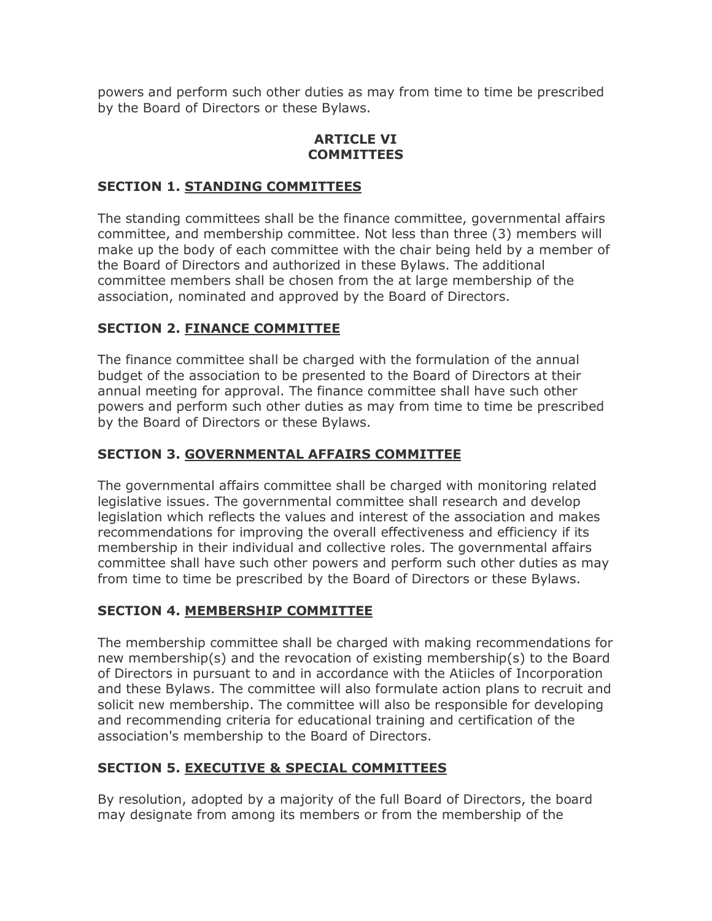powers and perform such other duties as may from time to time be prescribed by the Board of Directors or these Bylaws.

## ARTICLE VI
## COMMITTEES

### SECTION 1. STANDING COMMITTEES

The standing committees shall be the finance committee, governmental affairs committee, and membership committee. Not less than three (3) members will make up the body of each committee with the chair being held by a member of the Board of Directors and authorized in these Bylaws. The additional committee members shall be chosen from the at large membership of the association, nominated and approved by the Board of Directors.

### SECTION 2. FINANCE COMMITTEE

The finance committee shall be charged with the formulation of the annual budget of the association to be presented to the Board of Directors at their annual meeting for approval. The finance committee shall have such other powers and perform such other duties as may from time to time be prescribed by the Board of Directors or these Bylaws.

### SECTION 3. GOVERNMENTAL AFFAIRS COMMITTEE

The governmental affairs committee shall be charged with monitoring related legislative issues. The governmental committee shall research and develop legislation which reflects the values and interest of the association and makes recommendations for improving the overall effectiveness and efficiency if its membership in their individual and collective roles. The governmental affairs committee shall have such other powers and perform such other duties as may from time to time be prescribed by the Board of Directors or these Bylaws.

### SECTION 4. MEMBERSHIP COMMITTEE

The membership committee shall be charged with making recommendations for new membership(s) and the revocation of existing membership(s) to the Board of Directors in pursuant to and in accordance with the Atiicles of Incorporation and these Bylaws. The committee will also formulate action plans to recruit and solicit new membership. The committee will also be responsible for developing and recommending criteria for educational training and certification of the association's membership to the Board of Directors.

### SECTION 5. EXECUTIVE & SPECIAL COMMITTEES

By resolution, adopted by a majority of the full Board of Directors, the board may designate from among its members or from the membership of the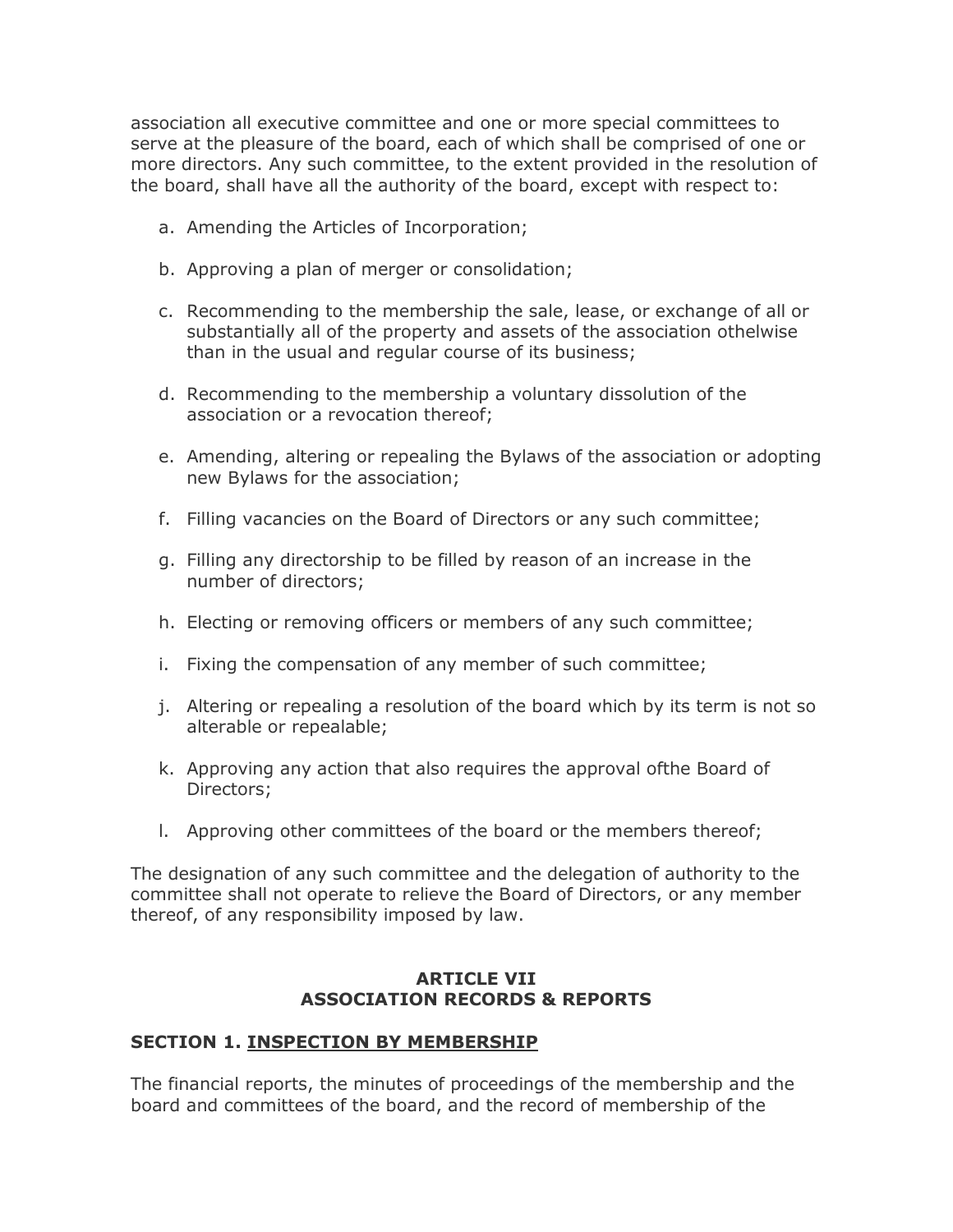association all executive committee and one or more special committees to serve at the pleasure of the board, each of which shall be comprised of one or more directors. Any such committee, to the extent provided in the resolution of the board, shall have all the authority of the board, except with respect to:

a. Amending the Articles of Incorporation;

b. Approving a plan of merger or consolidation;

c. Recommending to the membership the sale, lease, or exchange of all or substantially all of the property and assets of the association othelwise than in the usual and regular course of its business;

d. Recommending to the membership a voluntary dissolution of the association or a revocation thereof;

e. Amending, altering or repealing the Bylaws of the association or adopting new Bylaws for the association;

f. Filling vacancies on the Board of Directors or any such committee;

g. Filling any directorship to be filled by reason of an increase in the number of directors;

h. Electing or removing officers or members of any such committee;

i. Fixing the compensation of any member of such committee;

j. Altering or repealing a resolution of the board which by its term is not so alterable or repealable;

k. Approving any action that also requires the approval ofthe Board of Directors;

l. Approving other committees of the board or the members thereof;

The designation of any such committee and the delegation of authority to the committee shall not operate to relieve the Board of Directors, or any member thereof, of any responsibility imposed by law.

## ARTICLE VII
## ASSOCIATION RECORDS & REPORTS

### SECTION 1. INSPECTION BY MEMBERSHIP

The financial reports, the minutes of proceedings of the membership and the board and committees of the board, and the record of membership of the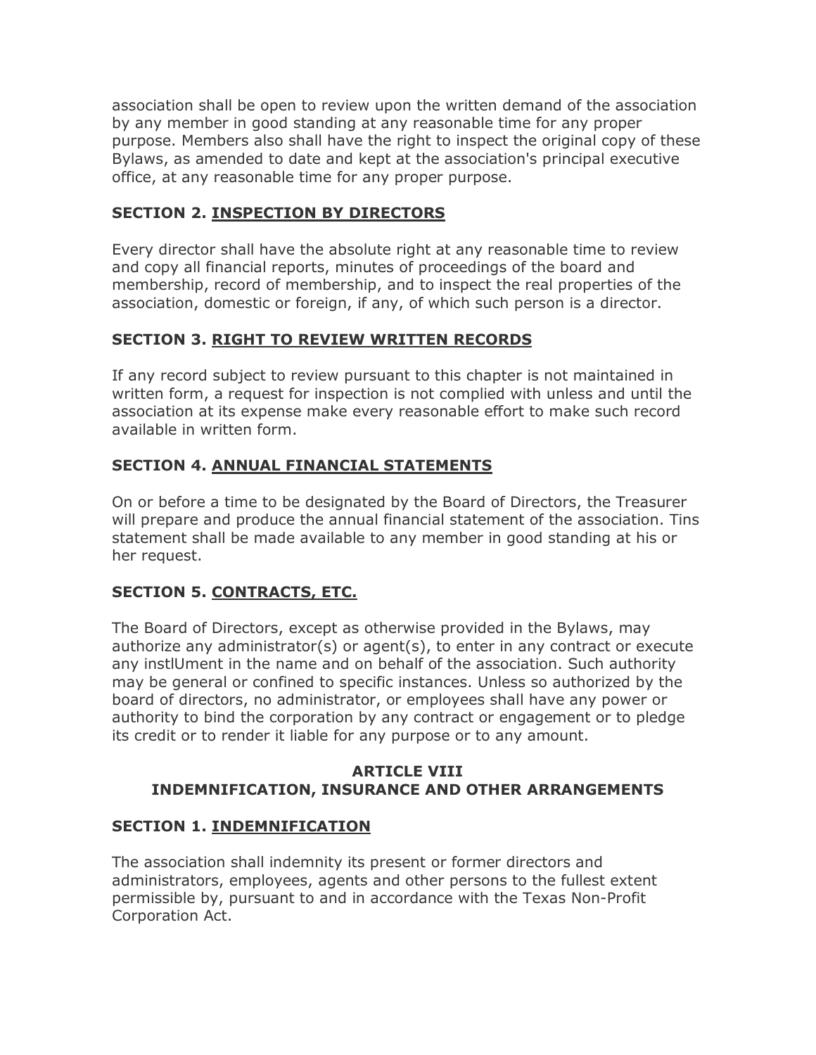association shall be open to review upon the written demand of the association by any member in good standing at any reasonable time for any proper purpose. Members also shall have the right to inspect the original copy of these Bylaws, as amended to date and kept at the association's principal executive office, at any reasonable time for any proper purpose.

### SECTION 2. INSPECTION BY DIRECTORS

Every director shall have the absolute right at any reasonable time to review and copy all financial reports, minutes of proceedings of the board and membership, record of membership, and to inspect the real properties of the association, domestic or foreign, if any, of which such person is a director.

### SECTION 3. RIGHT TO REVIEW WRITTEN RECORDS

If any record subject to review pursuant to this chapter is not maintained in written form, a request for inspection is not complied with unless and until the association at its expense make every reasonable effort to make such record available in written form.

### SECTION 4. ANNUAL FINANCIAL STATEMENTS

On or before a time to be designated by the Board of Directors, the Treasurer will prepare and produce the annual financial statement of the association. Tins statement shall be made available to any member in good standing at his or her request.

### SECTION 5. CONTRACTS, ETC.

The Board of Directors, except as otherwise provided in the Bylaws, may authorize any administrator(s) or agent(s), to enter in any contract or execute any instlUment in the name and on behalf of the association. Such authority may be general or confined to specific instances. Unless so authorized by the board of directors, no administrator, or employees shall have any power or authority to bind the corporation by any contract or engagement or to pledge its credit or to render it liable for any purpose or to any amount.

## ARTICLE VIII
## INDEMNIFICATION, INSURANCE AND OTHER ARRANGEMENTS

### SECTION 1. INDEMNIFICATION

The association shall indemnity its present or former directors and administrators, employees, agents and other persons to the fullest extent permissible by, pursuant to and in accordance with the Texas Non-Profit Corporation Act.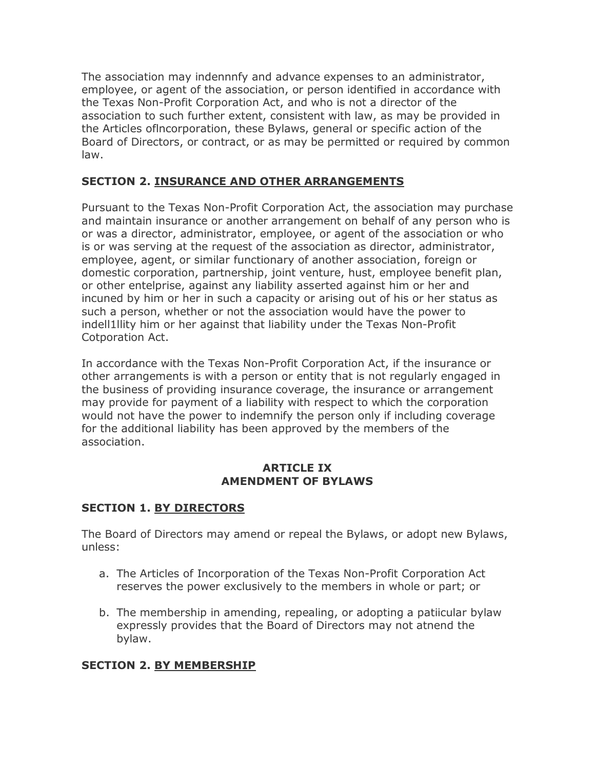The association may indennnfy and advance expenses to an administrator, employee, or agent of the association, or person identified in accordance with the Texas Non-Profit Corporation Act, and who is not a director of the association to such further extent, consistent with law, as may be provided in the Articles ofIncorporation, these Bylaws, general or specific action of the Board of Directors, or contract, or as may be permitted or required by common law.

### SECTION 2. <u>INSURANCE AND OTHER ARRANGEMENTS</u>

Pursuant to the Texas Non-Profit Corporation Act, the association may purchase and maintain insurance or another arrangement on behalf of any person who is or was a director, administrator, employee, or agent of the association or who is or was serving at the request of the association as director, administrator, employee, agent, or similar functionary of another association, foreign or domestic corporation, partnership, joint venture, hust, employee benefit plan, or other entelprise, against any liability asserted against him or her and incuned by him or her in such a capacity or arising out of his or her status as such a person, whether or not the association would have the power to indell1llity him or her against that liability under the Texas Non-Profit Cotporation Act.

In accordance with the Texas Non-Profit Corporation Act, if the insurance or other arrangements is with a person or entity that is not regularly engaged in the business of providing insurance coverage, the insurance or arrangement may provide for payment of a liability with respect to which the corporation would not have the power to indemnify the person only if including coverage for the additional liability has been approved by the members of the association.

## ARTICLE IX
## AMENDMENT OF BYLAWS

### SECTION 1. <u>BY DIRECTORS</u>

The Board of Directors may amend or repeal the Bylaws, or adopt new Bylaws, unless:

a. The Articles of Incorporation of the Texas Non-Profit Corporation Act reserves the power exclusively to the members in whole or part; or

b. The membership in amending, repealing, or adopting a patiicular bylaw expressly provides that the Board of Directors may not atnend the bylaw.

### SECTION 2. <u>BY MEMBERSHIP</u>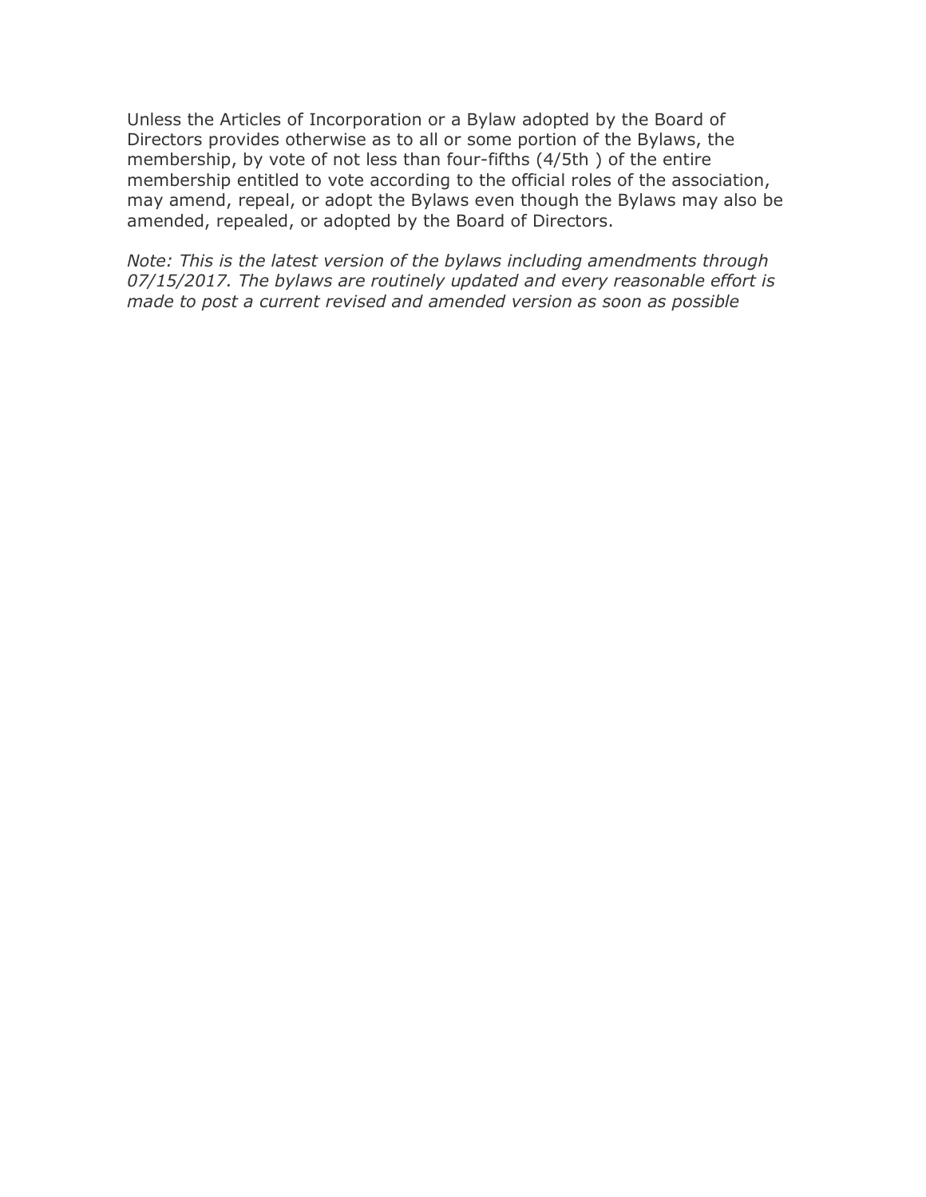Unless the Articles of Incorporation or a Bylaw adopted by the Board of Directors provides otherwise as to all or some portion of the Bylaws, the membership, by vote of not less than four-fifths (4/5th ) of the entire membership entitled to vote according to the official roles of the association, may amend, repeal, or adopt the Bylaws even though the Bylaws may also be amended, repealed, or adopted by the Board of Directors.

*Note: This is the latest version of the bylaws including amendments through 07/15/2017. The bylaws are routinely updated and every reasonable effort is made to post a current revised and amended version as soon as possible*